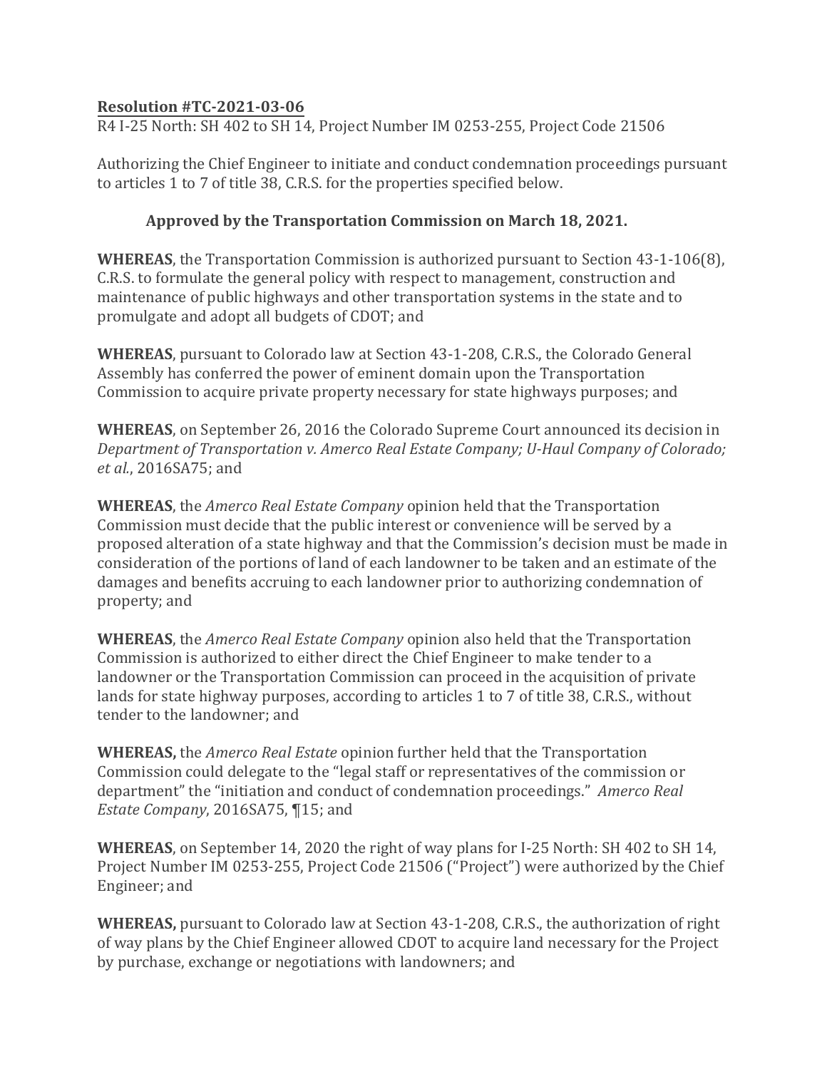**Resolution #TC-2021-03-06**

R4 I-25 North: SH 402 to SH 14, Project Number IM 0253-255, Project Code 21506

Authorizing the Chief Engineer to initiate and conduct condemnation proceedings pursuant to articles 1 to 7 of title 38, C.R.S. for the properties specified below.

**Approved by the Transportation Commission on March 18, 2021.**

**WHEREAS**, the Transportation Commission is authorized pursuant to Section 43-1-106(8), C.R.S. to formulate the general policy with respect to management, construction and maintenance of public highways and other transportation systems in the state and to promulgate and adopt all budgets of CDOT; and

**WHEREAS**, pursuant to Colorado law at Section 43-1-208, C.R.S., the Colorado General Assembly has conferred the power of eminent domain upon the Transportation Commission to acquire private property necessary for state highways purposes; and

**WHEREAS**, on September 26, 2016 the Colorado Supreme Court announced its decision in *Department of Transportation v. Amerco Real Estate Company; U-Haul Company of Colorado; et al.*, 2016SA75; and

**WHEREAS**, the *Amerco Real Estate Company* opinion held that the Transportation Commission must decide that the public interest or convenience will be served by a proposed alteration of a state highway and that the Commission's decision must be made in consideration of the portions of land of each landowner to be taken and an estimate of the damages and benefits accruing to each landowner prior to authorizing condemnation of property; and

**WHEREAS**, the *Amerco Real Estate Company* opinion also held that the Transportation Commission is authorized to either direct the Chief Engineer to make tender to a landowner or the Transportation Commission can proceed in the acquisition of private lands for state highway purposes, according to articles 1 to 7 of title 38, C.R.S., without tender to the landowner; and

**WHEREAS,** the *Amerco Real Estate* opinion further held that the Transportation Commission could delegate to the "legal staff or representatives of the commission or department" the "initiation and conduct of condemnation proceedings." *Amerco Real Estate Company*, 2016SA75, ¶15; and

**WHEREAS**, on September 14, 2020 the right of way plans for I-25 North: SH 402 to SH 14, Project Number IM 0253-255, Project Code 21506 ("Project") were authorized by the Chief Engineer; and

**WHEREAS,** pursuant to Colorado law at Section 43-1-208, C.R.S., the authorization of right of way plans by the Chief Engineer allowed CDOT to acquire land necessary for the Project by purchase, exchange or negotiations with landowners; and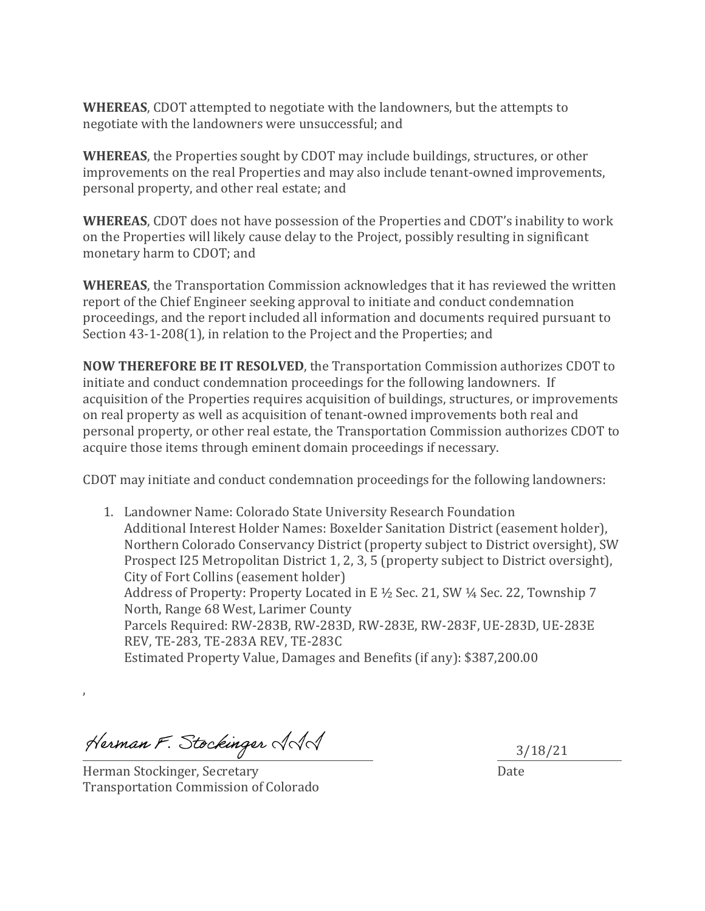**WHEREAS**, CDOT attempted to negotiate with the landowners, but the attempts to negotiate with the landowners were unsuccessful; and

**WHEREAS**, the Properties sought by CDOT may include buildings, structures, or other improvements on the real Properties and may also include tenant-owned improvements, personal property, and other real estate; and

**WHEREAS**, CDOT does not have possession of the Properties and CDOT's inability to work on the Properties will likely cause delay to the Project, possibly resulting in significant monetary harm to CDOT; and

**WHEREAS**, the Transportation Commission acknowledges that it has reviewed the written report of the Chief Engineer seeking approval to initiate and conduct condemnation proceedings, and the report included all information and documents required pursuant to Section 43-1-208(1), in relation to the Project and the Properties; and

**NOW THEREFORE BE IT RESOLVED**, the Transportation Commission authorizes CDOT to initiate and conduct condemnation proceedings for the following landowners. If acquisition of the Properties requires acquisition of buildings, structures, or improvements on real property as well as acquisition of tenant-owned improvements both real and personal property, or other real estate, the Transportation Commission authorizes CDOT to acquire those items through eminent domain proceedings if necessary.

CDOT may initiate and conduct condemnation proceedings for the following landowners:

1. Landowner Name: Colorado State University Research Foundation
   Additional Interest Holder Names: Boxelder Sanitation District (easement holder), Northern Colorado Conservancy District (property subject to District oversight), SW Prospect I25 Metropolitan District 1, 2, 3, 5 (property subject to District oversight), City of Fort Collins (easement holder)
   Address of Property: Property Located in E ½ Sec. 21, SW ¼ Sec. 22, Township 7 North, Range 68 West, Larimer County
   Parcels Required: RW-283B, RW-283D, RW-283E, RW-283F, UE-283D, UE-283E REV, TE-283, TE-283A REV, TE-283C
   Estimated Property Value, Damages and Benefits (if any): $387,200.00

,

Herman F. Stockinger III

Herman Stockinger, Secretary
Transportation Commission of Colorado

3/18/21

Date